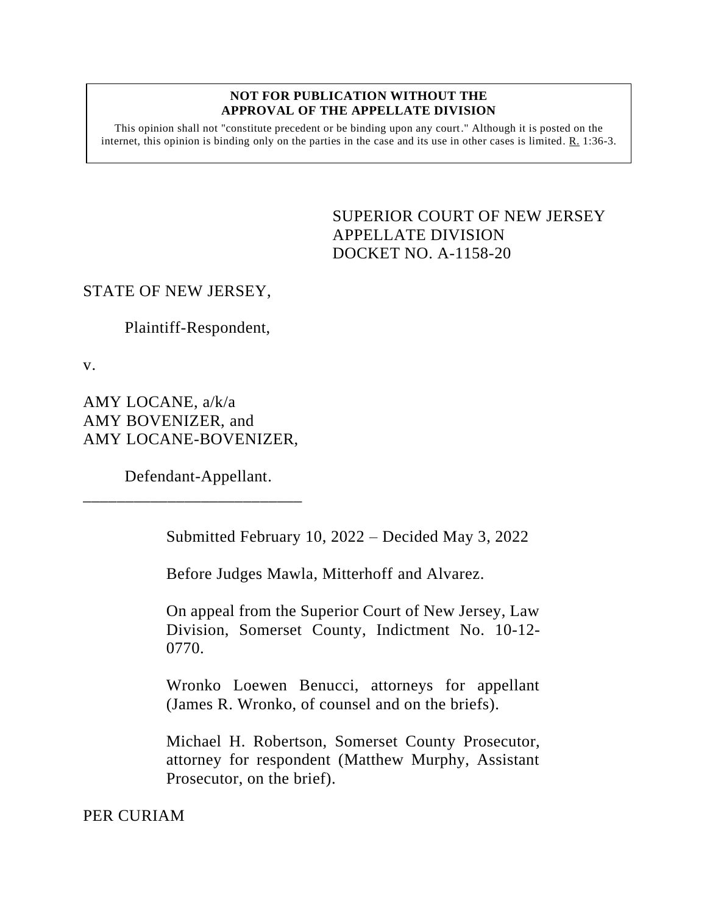**NOT FOR PUBLICATION WITHOUT THE APPROVAL OF THE APPELLATE DIVISION**

This opinion shall not "constitute precedent or be binding upon any court." Although it is posted on the internet, this opinion is binding only on the parties in the case and its use in other cases is limited. R. 1:36-3.

SUPERIOR COURT OF NEW JERSEY
APPELLATE DIVISION
DOCKET NO. A-1158-20

STATE OF NEW JERSEY,

Plaintiff-Respondent,

v.

AMY LOCANE, a/k/a
AMY BOVENIZER, and
AMY LOCANE-BOVENIZER,

Defendant-Appellant.

---

Submitted February 10, 2022 – Decided May 3, 2022

Before Judges Mawla, Mitterhoff and Alvarez.

On appeal from the Superior Court of New Jersey, Law Division, Somerset County, Indictment No. 10-12-0770.

Wronko Loewen Benucci, attorneys for appellant (James R. Wronko, of counsel and on the briefs).

Michael H. Robertson, Somerset County Prosecutor, attorney for respondent (Matthew Murphy, Assistant Prosecutor, on the brief).

PER CURIAM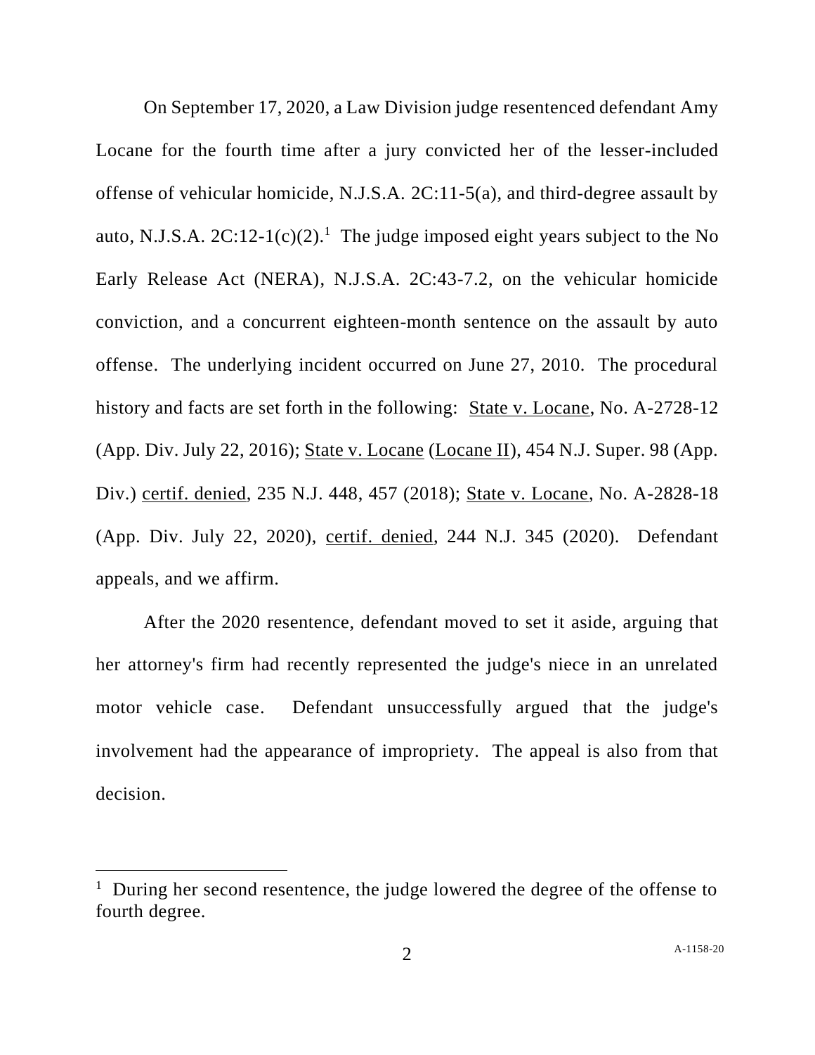On September 17, 2020, a Law Division judge resentenced defendant Amy Locane for the fourth time after a jury convicted her of the lesser-included offense of vehicular homicide, N.J.S.A. 2C:11-5(a), and third-degree assault by auto, N.J.S.A. 2C:12-1(c)(2).[1] The judge imposed eight years subject to the No Early Release Act (NERA), N.J.S.A. 2C:43-7.2, on the vehicular homicide conviction, and a concurrent eighteen-month sentence on the assault by auto offense. The underlying incident occurred on June 27, 2010. The procedural history and facts are set forth in the following: State v. Locane, No. A-2728-12 (App. Div. July 22, 2016); State v. Locane (Locane II), 454 N.J. Super. 98 (App. Div.) certif. denied, 235 N.J. 448, 457 (2018); State v. Locane, No. A-2828-18 (App. Div. July 22, 2020), certif. denied, 244 N.J. 345 (2020). Defendant appeals, and we affirm.

After the 2020 resentence, defendant moved to set it aside, arguing that her attorney's firm had recently represented the judge's niece in an unrelated motor vehicle case. Defendant unsuccessfully argued that the judge's involvement had the appearance of impropriety. The appeal is also from that decision.

[1] During her second resentence, the judge lowered the degree of the offense to fourth degree.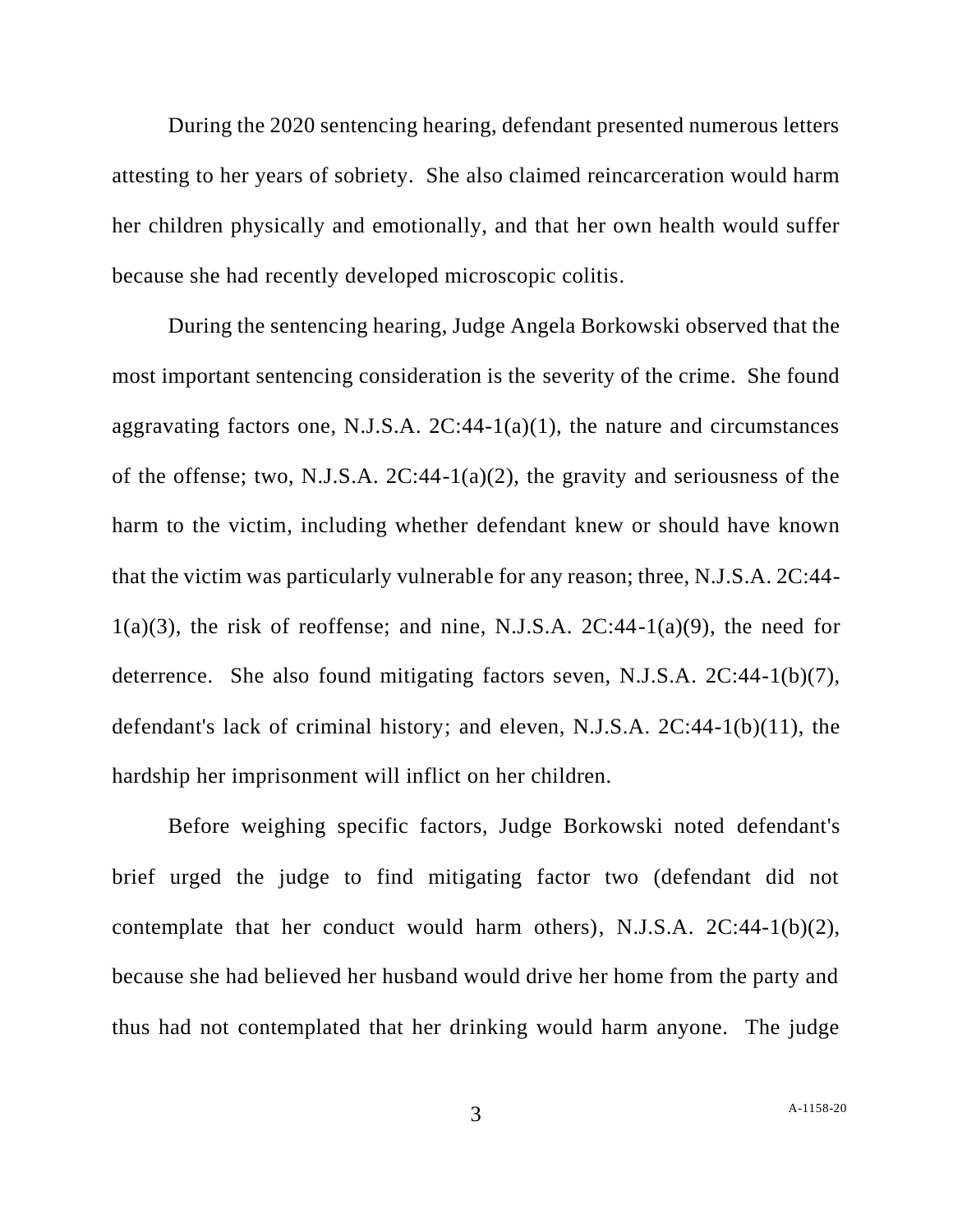During the 2020 sentencing hearing, defendant presented numerous letters attesting to her years of sobriety. She also claimed reincarceration would harm her children physically and emotionally, and that her own health would suffer because she had recently developed microscopic colitis.

During the sentencing hearing, Judge Angela Borkowski observed that the most important sentencing consideration is the severity of the crime. She found aggravating factors one, N.J.S.A. 2C:44-1(a)(1), the nature and circumstances of the offense; two, N.J.S.A. 2C:44-1(a)(2), the gravity and seriousness of the harm to the victim, including whether defendant knew or should have known that the victim was particularly vulnerable for any reason; three, N.J.S.A. 2C:44-1(a)(3), the risk of reoffense; and nine, N.J.S.A. 2C:44-1(a)(9), the need for deterrence. She also found mitigating factors seven, N.J.S.A. 2C:44-1(b)(7), defendant's lack of criminal history; and eleven, N.J.S.A. 2C:44-1(b)(11), the hardship her imprisonment will inflict on her children.

Before weighing specific factors, Judge Borkowski noted defendant's brief urged the judge to find mitigating factor two (defendant did not contemplate that her conduct would harm others), N.J.S.A. 2C:44-1(b)(2), because she had believed her husband would drive her home from the party and thus had not contemplated that her drinking would harm anyone. The judge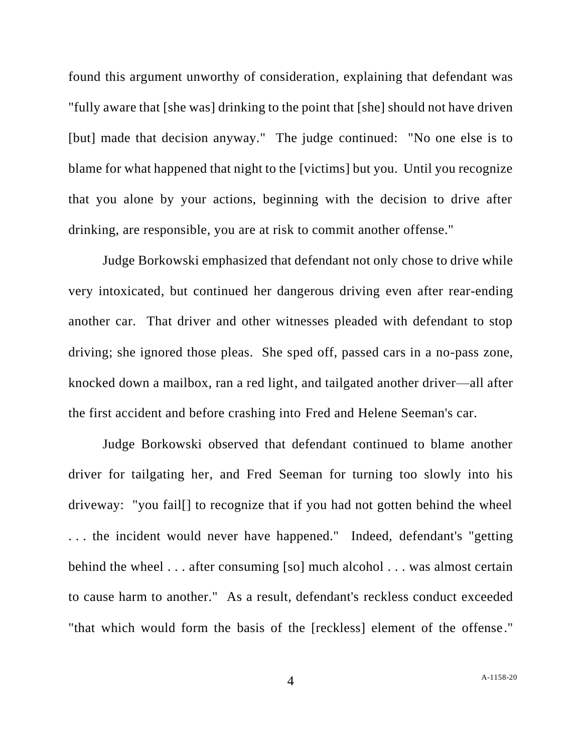found this argument unworthy of consideration, explaining that defendant was "fully aware that [she was] drinking to the point that [she] should not have driven [but] made that decision anyway." The judge continued: "No one else is to blame for what happened that night to the [victims] but you. Until you recognize that you alone by your actions, beginning with the decision to drive after drinking, are responsible, you are at risk to commit another offense."

Judge Borkowski emphasized that defendant not only chose to drive while very intoxicated, but continued her dangerous driving even after rear-ending another car. That driver and other witnesses pleaded with defendant to stop driving; she ignored those pleas. She sped off, passed cars in a no-pass zone, knocked down a mailbox, ran a red light, and tailgated another driver—all after the first accident and before crashing into Fred and Helene Seeman's car.

Judge Borkowski observed that defendant continued to blame another driver for tailgating her, and Fred Seeman for turning too slowly into his driveway: "you fail[] to recognize that if you had not gotten behind the wheel . . . the incident would never have happened." Indeed, defendant's "getting behind the wheel . . . after consuming [so] much alcohol . . . was almost certain to cause harm to another." As a result, defendant's reckless conduct exceeded "that which would form the basis of the [reckless] element of the offense."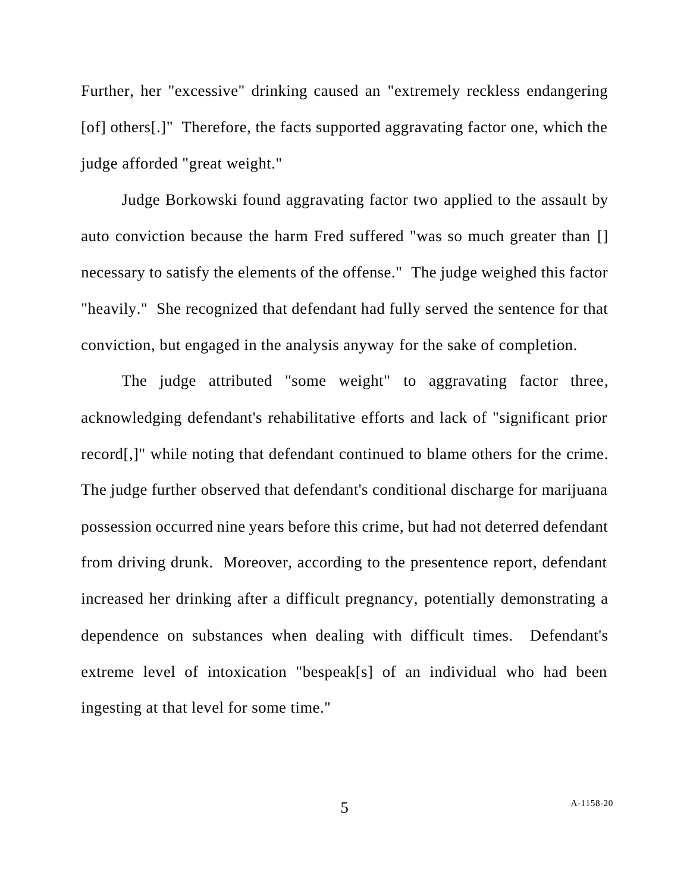Further, her "excessive" drinking caused an "extremely reckless endangering [of] others[.]" Therefore, the facts supported aggravating factor one, which the judge afforded "great weight."

Judge Borkowski found aggravating factor two applied to the assault by auto conviction because the harm Fred suffered "was so much greater than [] necessary to satisfy the elements of the offense." The judge weighed this factor "heavily." She recognized that defendant had fully served the sentence for that conviction, but engaged in the analysis anyway for the sake of completion.

The judge attributed "some weight" to aggravating factor three, acknowledging defendant's rehabilitative efforts and lack of "significant prior record[,]" while noting that defendant continued to blame others for the crime. The judge further observed that defendant's conditional discharge for marijuana possession occurred nine years before this crime, but had not deterred defendant from driving drunk. Moreover, according to the presentence report, defendant increased her drinking after a difficult pregnancy, potentially demonstrating a dependence on substances when dealing with difficult times. Defendant's extreme level of intoxication "bespeak[s] of an individual who had been ingesting at that level for some time."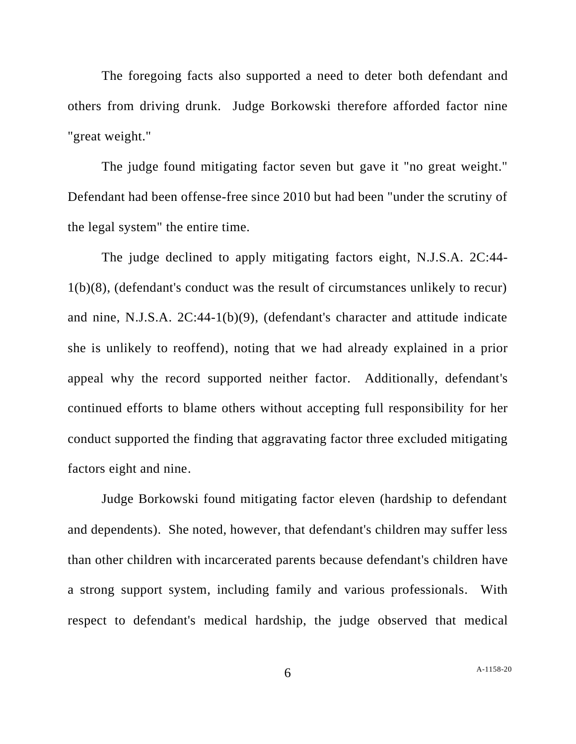The foregoing facts also supported a need to deter both defendant and others from driving drunk. Judge Borkowski therefore afforded factor nine "great weight."

The judge found mitigating factor seven but gave it "no great weight." Defendant had been offense-free since 2010 but had been "under the scrutiny of the legal system" the entire time.

The judge declined to apply mitigating factors eight, N.J.S.A. 2C:44-1(b)(8), (defendant's conduct was the result of circumstances unlikely to recur) and nine, N.J.S.A. 2C:44-1(b)(9), (defendant's character and attitude indicate she is unlikely to reoffend), noting that we had already explained in a prior appeal why the record supported neither factor. Additionally, defendant's continued efforts to blame others without accepting full responsibility for her conduct supported the finding that aggravating factor three excluded mitigating factors eight and nine.

Judge Borkowski found mitigating factor eleven (hardship to defendant and dependents). She noted, however, that defendant's children may suffer less than other children with incarcerated parents because defendant's children have a strong support system, including family and various professionals. With respect to defendant's medical hardship, the judge observed that medical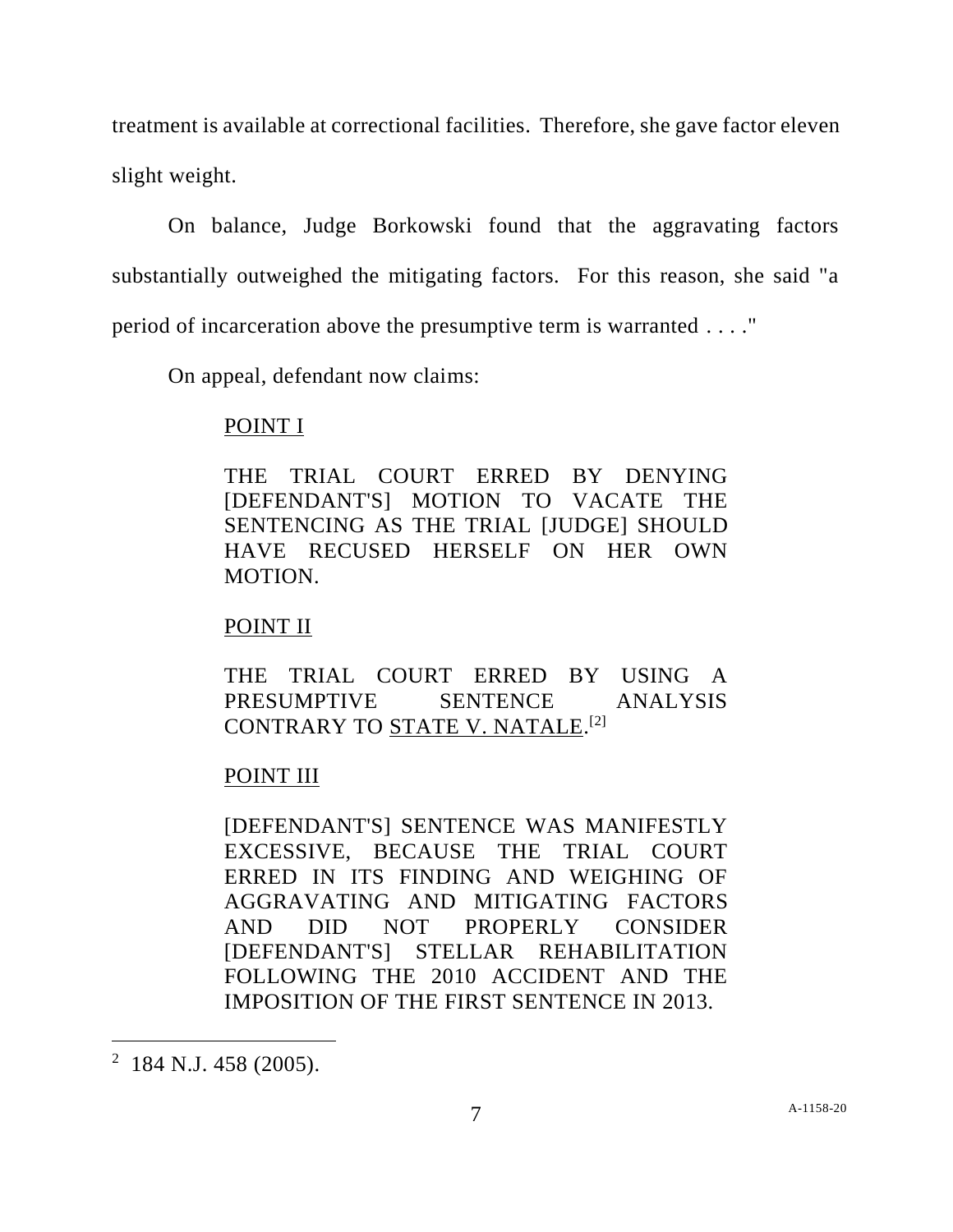treatment is available at correctional facilities. Therefore, she gave factor eleven slight weight.

On balance, Judge Borkowski found that the aggravating factors substantially outweighed the mitigating factors. For this reason, she said "a period of incarceration above the presumptive term is warranted . . . ."

On appeal, defendant now claims:

> POINT I
>
> THE TRIAL COURT ERRED BY DENYING [DEFENDANT'S] MOTION TO VACATE THE SENTENCING AS THE TRIAL [JUDGE] SHOULD HAVE RECUSED HERSELF ON HER OWN MOTION.
>
> POINT II
>
> THE TRIAL COURT ERRED BY USING A PRESUMPTIVE SENTENCE ANALYSIS CONTRARY TO STATE V. NATALE.[2]
>
> POINT III
>
> [DEFENDANT'S] SENTENCE WAS MANIFESTLY EXCESSIVE, BECAUSE THE TRIAL COURT ERRED IN ITS FINDING AND WEIGHING OF AGGRAVATING AND MITIGATING FACTORS AND DID NOT PROPERLY CONSIDER [DEFENDANT'S] STELLAR REHABILITATION FOLLOWING THE 2010 ACCIDENT AND THE IMPOSITION OF THE FIRST SENTENCE IN 2013.

---

[2] 184 N.J. 458 (2005).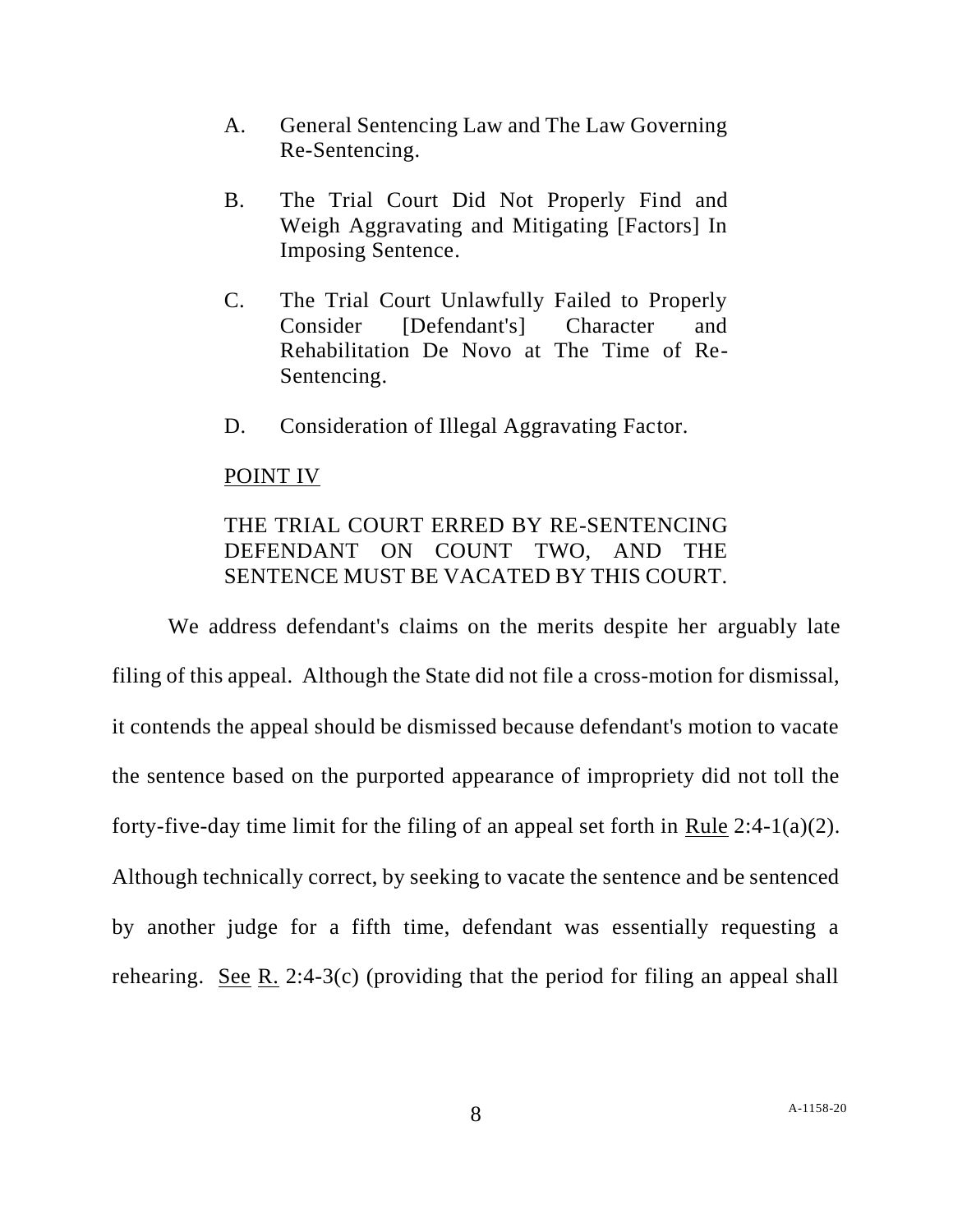A. General Sentencing Law and The Law Governing Re-Sentencing.

B. The Trial Court Did Not Properly Find and Weigh Aggravating and Mitigating [Factors] In Imposing Sentence.

C. The Trial Court Unlawfully Failed to Properly Consider [Defendant's] Character and Rehabilitation De Novo at The Time of Re-Sentencing.

D. Consideration of Illegal Aggravating Factor.

POINT IV

THE TRIAL COURT ERRED BY RE-SENTENCING DEFENDANT ON COUNT TWO, AND THE SENTENCE MUST BE VACATED BY THIS COURT.

We address defendant's claims on the merits despite her arguably late filing of this appeal. Although the State did not file a cross-motion for dismissal, it contends the appeal should be dismissed because defendant's motion to vacate the sentence based on the purported appearance of impropriety did not toll the forty-five-day time limit for the filing of an appeal set forth in Rule 2:4-1(a)(2). Although technically correct, by seeking to vacate the sentence and be sentenced by another judge for a fifth time, defendant was essentially requesting a rehearing. See R. 2:4-3(c) (providing that the period for filing an appeal shall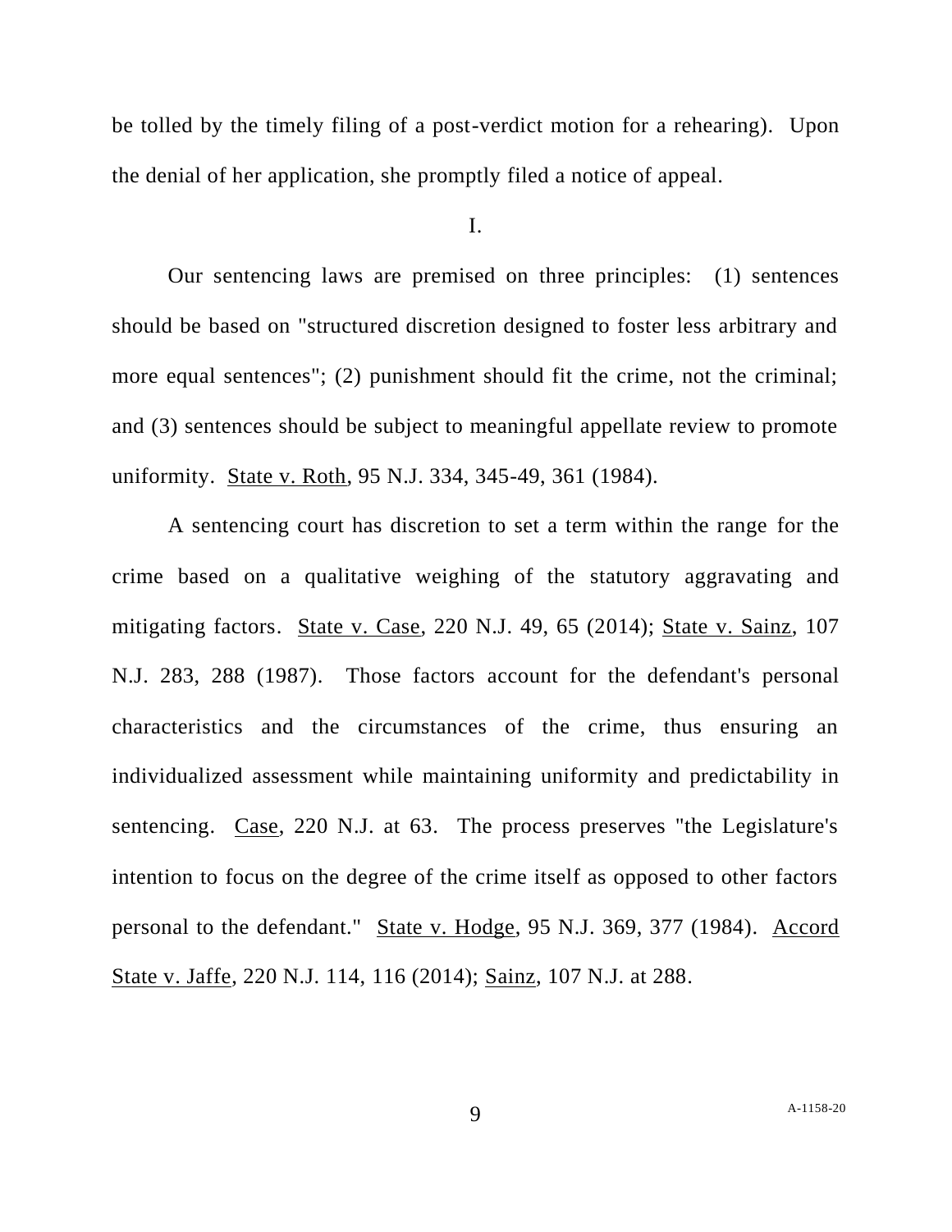be tolled by the timely filing of a post-verdict motion for a rehearing). Upon the denial of her application, she promptly filed a notice of appeal.

I.

Our sentencing laws are premised on three principles: (1) sentences should be based on "structured discretion designed to foster less arbitrary and more equal sentences"; (2) punishment should fit the crime, not the criminal; and (3) sentences should be subject to meaningful appellate review to promote uniformity. State v. Roth, 95 N.J. 334, 345-49, 361 (1984).

A sentencing court has discretion to set a term within the range for the crime based on a qualitative weighing of the statutory aggravating and mitigating factors. State v. Case, 220 N.J. 49, 65 (2014); State v. Sainz, 107 N.J. 283, 288 (1987). Those factors account for the defendant's personal characteristics and the circumstances of the crime, thus ensuring an individualized assessment while maintaining uniformity and predictability in sentencing. Case, 220 N.J. at 63. The process preserves "the Legislature's intention to focus on the degree of the crime itself as opposed to other factors personal to the defendant." State v. Hodge, 95 N.J. 369, 377 (1984). Accord State v. Jaffe, 220 N.J. 114, 116 (2014); Sainz, 107 N.J. at 288.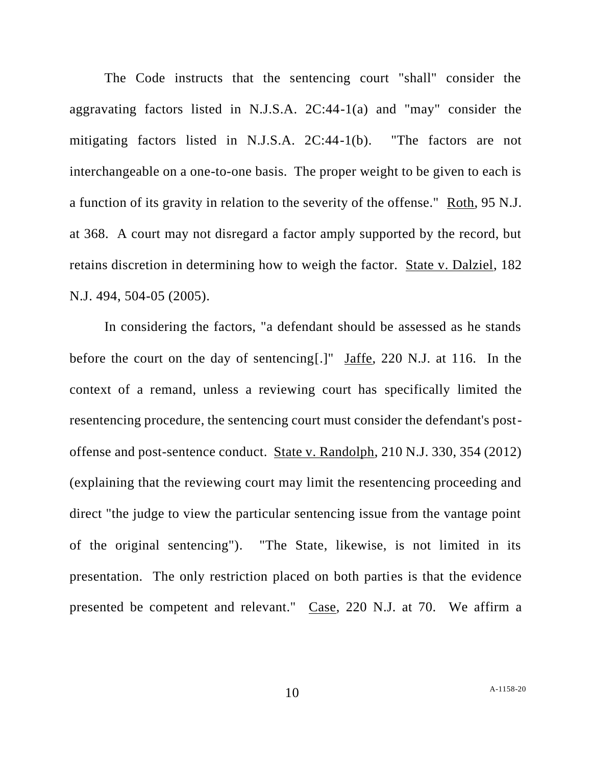The Code instructs that the sentencing court "shall" consider the aggravating factors listed in N.J.S.A. 2C:44-1(a) and "may" consider the mitigating factors listed in N.J.S.A. 2C:44-1(b). "The factors are not interchangeable on a one-to-one basis. The proper weight to be given to each is a function of its gravity in relation to the severity of the offense." Roth, 95 N.J. at 368. A court may not disregard a factor amply supported by the record, but retains discretion in determining how to weigh the factor. State v. Dalziel, 182 N.J. 494, 504-05 (2005).

In considering the factors, "a defendant should be assessed as he stands before the court on the day of sentencing[.]" Jaffe, 220 N.J. at 116. In the context of a remand, unless a reviewing court has specifically limited the resentencing procedure, the sentencing court must consider the defendant's post-offense and post-sentence conduct. State v. Randolph, 210 N.J. 330, 354 (2012) (explaining that the reviewing court may limit the resentencing proceeding and direct "the judge to view the particular sentencing issue from the vantage point of the original sentencing"). "The State, likewise, is not limited in its presentation. The only restriction placed on both parties is that the evidence presented be competent and relevant." Case, 220 N.J. at 70. We affirm a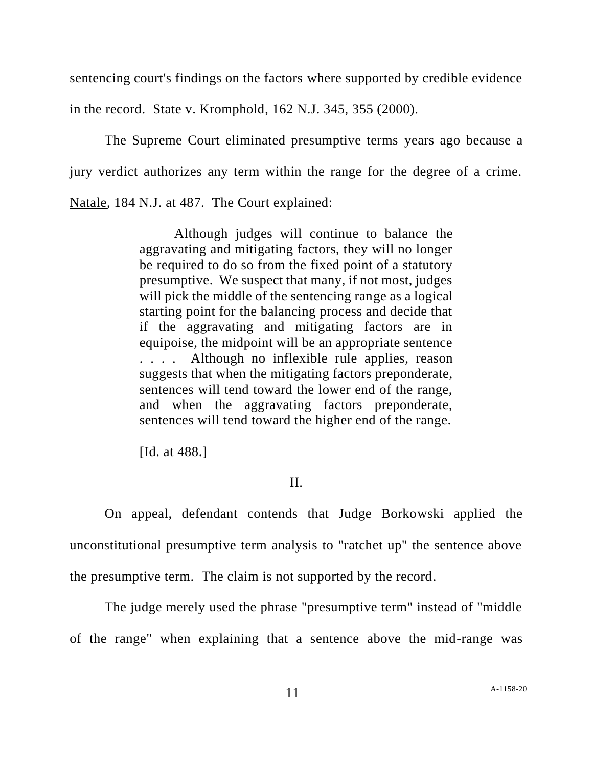sentencing court's findings on the factors where supported by credible evidence in the record. State v. Kromphold, 162 N.J. 345, 355 (2000).

The Supreme Court eliminated presumptive terms years ago because a jury verdict authorizes any term within the range for the degree of a crime. Natale, 184 N.J. at 487. The Court explained:

> Although judges will continue to balance the aggravating and mitigating factors, they will no longer be required to do so from the fixed point of a statutory presumptive. We suspect that many, if not most, judges will pick the middle of the sentencing range as a logical starting point for the balancing process and decide that if the aggravating and mitigating factors are in equipoise, the midpoint will be an appropriate sentence . . . . Although no inflexible rule applies, reason suggests that when the mitigating factors preponderate, sentences will tend toward the lower end of the range, and when the aggravating factors preponderate, sentences will tend toward the higher end of the range.
>
> [Id. at 488.]

## II.

On appeal, defendant contends that Judge Borkowski applied the unconstitutional presumptive term analysis to "ratchet up" the sentence above the presumptive term. The claim is not supported by the record.

The judge merely used the phrase "presumptive term" instead of "middle of the range" when explaining that a sentence above the mid-range was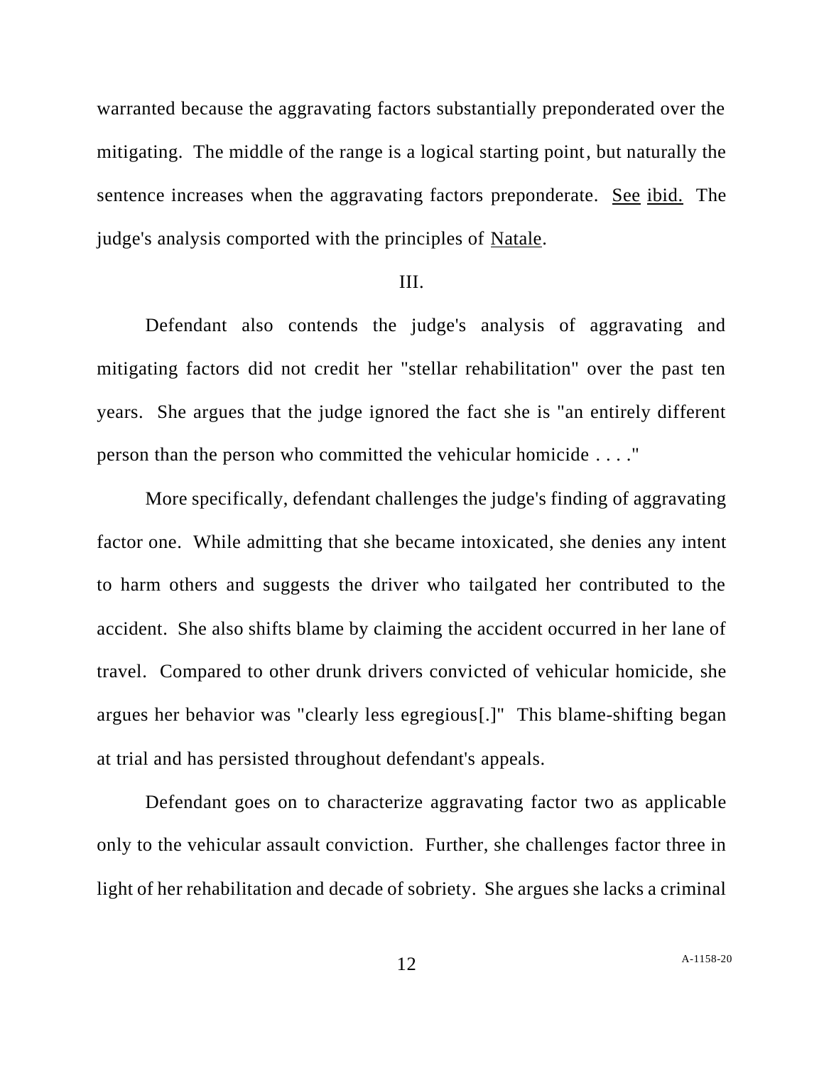warranted because the aggravating factors substantially preponderated over the mitigating. The middle of the range is a logical starting point, but naturally the sentence increases when the aggravating factors preponderate. See ibid. The judge's analysis comported with the principles of Natale.

III.

Defendant also contends the judge's analysis of aggravating and mitigating factors did not credit her "stellar rehabilitation" over the past ten years. She argues that the judge ignored the fact she is "an entirely different person than the person who committed the vehicular homicide . . . ."

More specifically, defendant challenges the judge's finding of aggravating factor one. While admitting that she became intoxicated, she denies any intent to harm others and suggests the driver who tailgated her contributed to the accident. She also shifts blame by claiming the accident occurred in her lane of travel. Compared to other drunk drivers convicted of vehicular homicide, she argues her behavior was "clearly less egregious[.]" This blame-shifting began at trial and has persisted throughout defendant's appeals.

Defendant goes on to characterize aggravating factor two as applicable only to the vehicular assault conviction. Further, she challenges factor three in light of her rehabilitation and decade of sobriety. She argues she lacks a criminal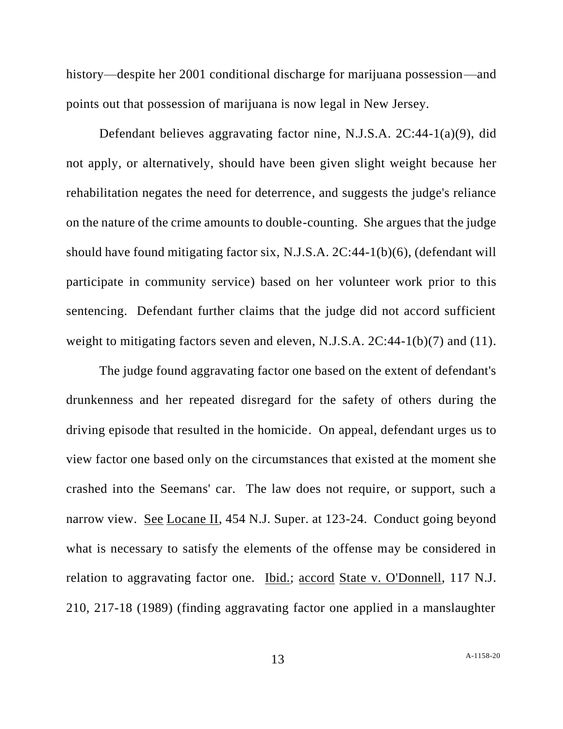history—despite her 2001 conditional discharge for marijuana possession—and points out that possession of marijuana is now legal in New Jersey.

Defendant believes aggravating factor nine, N.J.S.A. 2C:44-1(a)(9), did not apply, or alternatively, should have been given slight weight because her rehabilitation negates the need for deterrence, and suggests the judge's reliance on the nature of the crime amounts to double-counting. She argues that the judge should have found mitigating factor six, N.J.S.A. 2C:44-1(b)(6), (defendant will participate in community service) based on her volunteer work prior to this sentencing. Defendant further claims that the judge did not accord sufficient weight to mitigating factors seven and eleven, N.J.S.A. 2C:44-1(b)(7) and (11).

The judge found aggravating factor one based on the extent of defendant's drunkenness and her repeated disregard for the safety of others during the driving episode that resulted in the homicide. On appeal, defendant urges us to view factor one based only on the circumstances that existed at the moment she crashed into the Seemans' car. The law does not require, or support, such a narrow view. <u>See</u> <u>Locane II</u>, 454 N.J. Super. at 123-24. Conduct going beyond what is necessary to satisfy the elements of the offense may be considered in relation to aggravating factor one. <u>Ibid.</u>; <u>accord</u> <u>State v. O'Donnell</u>, 117 N.J. 210, 217-18 (1989) (finding aggravating factor one applied in a manslaughter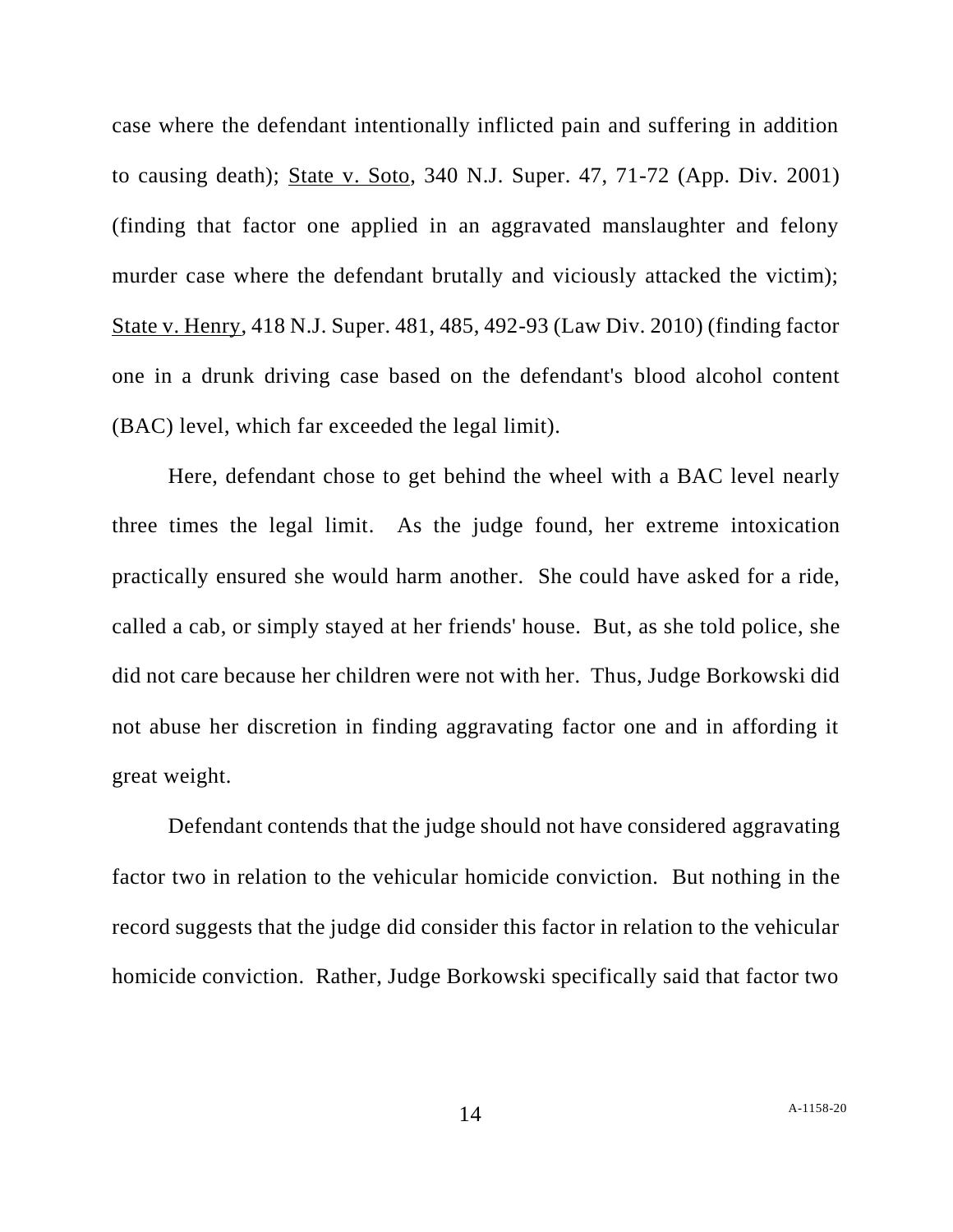case where the defendant intentionally inflicted pain and suffering in addition to causing death); State v. Soto, 340 N.J. Super. 47, 71-72 (App. Div. 2001) (finding that factor one applied in an aggravated manslaughter and felony murder case where the defendant brutally and viciously attacked the victim); State v. Henry, 418 N.J. Super. 481, 485, 492-93 (Law Div. 2010) (finding factor one in a drunk driving case based on the defendant's blood alcohol content (BAC) level, which far exceeded the legal limit).

Here, defendant chose to get behind the wheel with a BAC level nearly three times the legal limit. As the judge found, her extreme intoxication practically ensured she would harm another. She could have asked for a ride, called a cab, or simply stayed at her friends' house. But, as she told police, she did not care because her children were not with her. Thus, Judge Borkowski did not abuse her discretion in finding aggravating factor one and in affording it great weight.

Defendant contends that the judge should not have considered aggravating factor two in relation to the vehicular homicide conviction. But nothing in the record suggests that the judge did consider this factor in relation to the vehicular homicide conviction. Rather, Judge Borkowski specifically said that factor two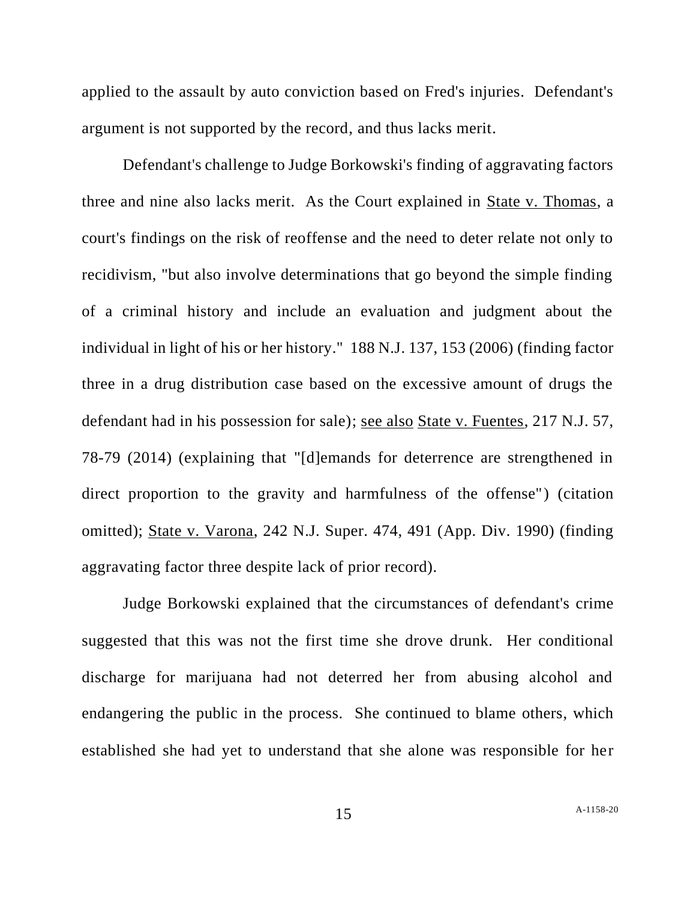applied to the assault by auto conviction based on Fred's injuries. Defendant's argument is not supported by the record, and thus lacks merit.

Defendant's challenge to Judge Borkowski's finding of aggravating factors three and nine also lacks merit. As the Court explained in <u>State v. Thomas</u>, a court's findings on the risk of reoffense and the need to deter relate not only to recidivism, "but also involve determinations that go beyond the simple finding of a criminal history and include an evaluation and judgment about the individual in light of his or her history." 188 N.J. 137, 153 (2006) (finding factor three in a drug distribution case based on the excessive amount of drugs the defendant had in his possession for sale); <u>see also</u> <u>State v. Fuentes</u>, 217 N.J. 57, 78-79 (2014) (explaining that "[d]emands for deterrence are strengthened in direct proportion to the gravity and harmfulness of the offense") (citation omitted); <u>State v. Varona</u>, 242 N.J. Super. 474, 491 (App. Div. 1990) (finding aggravating factor three despite lack of prior record).

Judge Borkowski explained that the circumstances of defendant's crime suggested that this was not the first time she drove drunk. Her conditional discharge for marijuana had not deterred her from abusing alcohol and endangering the public in the process. She continued to blame others, which established she had yet to understand that she alone was responsible for her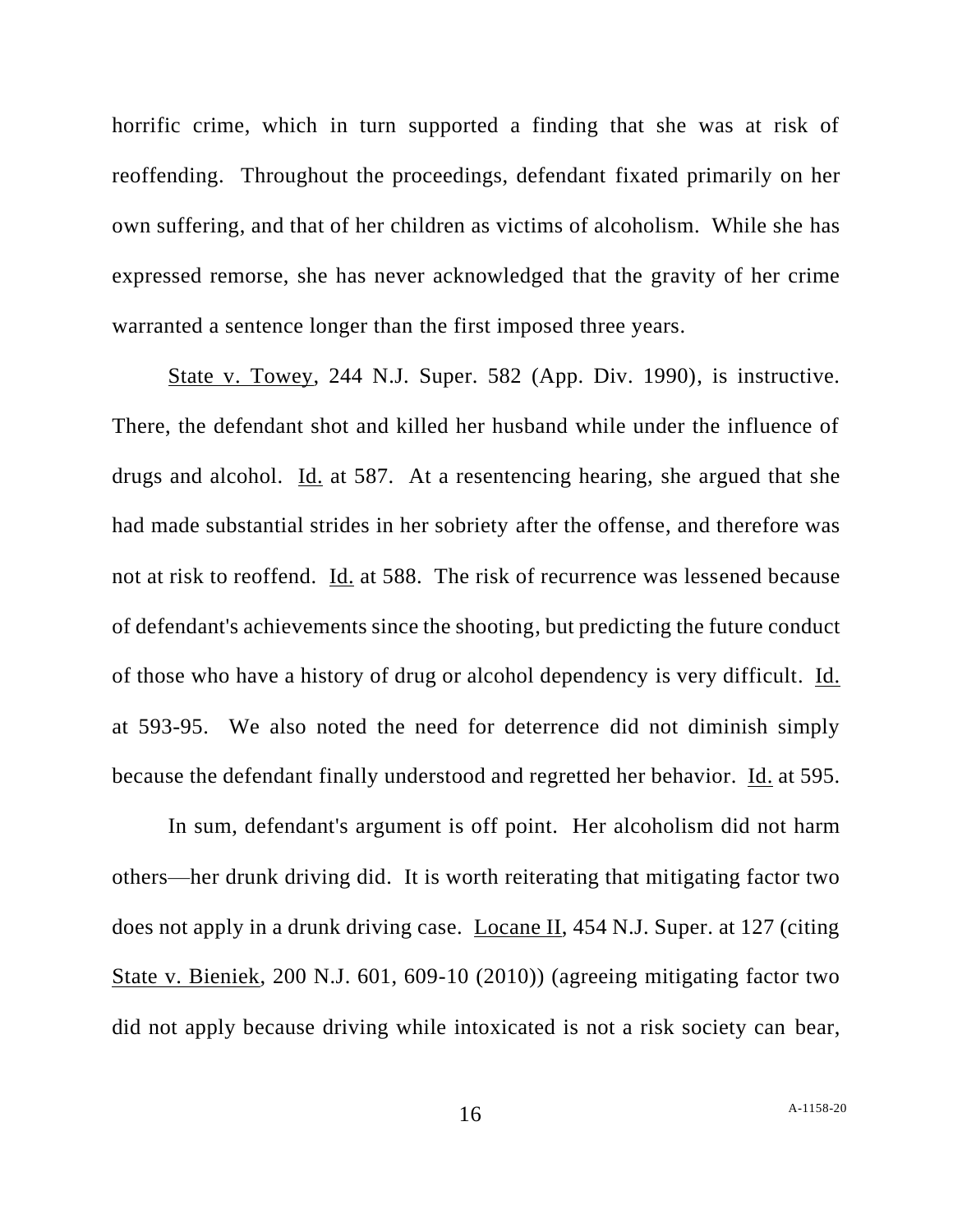horrific crime, which in turn supported a finding that she was at risk of reoffending. Throughout the proceedings, defendant fixated primarily on her own suffering, and that of her children as victims of alcoholism. While she has expressed remorse, she has never acknowledged that the gravity of her crime warranted a sentence longer than the first imposed three years.

State v. Towey, 244 N.J. Super. 582 (App. Div. 1990), is instructive. There, the defendant shot and killed her husband while under the influence of drugs and alcohol. Id. at 587. At a resentencing hearing, she argued that she had made substantial strides in her sobriety after the offense, and therefore was not at risk to reoffend. Id. at 588. The risk of recurrence was lessened because of defendant's achievements since the shooting, but predicting the future conduct of those who have a history of drug or alcohol dependency is very difficult. Id. at 593-95. We also noted the need for deterrence did not diminish simply because the defendant finally understood and regretted her behavior. Id. at 595.

In sum, defendant's argument is off point. Her alcoholism did not harm others—her drunk driving did. It is worth reiterating that mitigating factor two does not apply in a drunk driving case. Locane II, 454 N.J. Super. at 127 (citing State v. Bieniek, 200 N.J. 601, 609-10 (2010)) (agreeing mitigating factor two did not apply because driving while intoxicated is not a risk society can bear,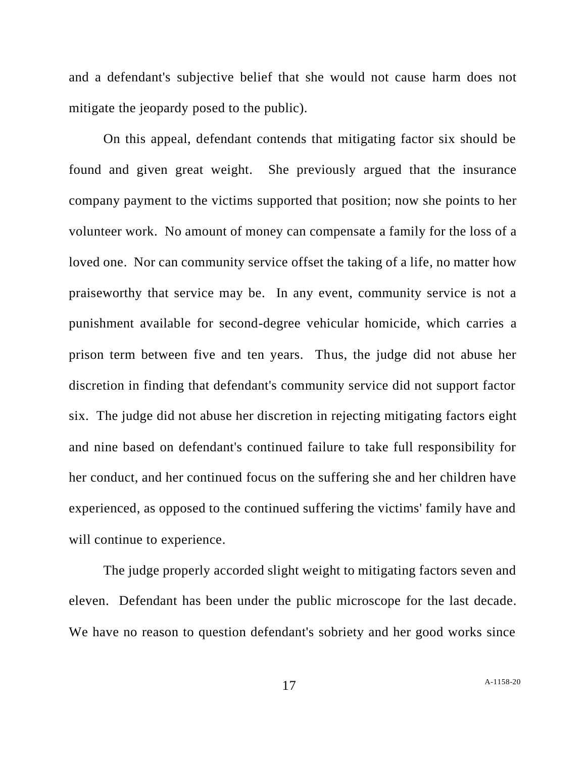and a defendant's subjective belief that she would not cause harm does not mitigate the jeopardy posed to the public).

On this appeal, defendant contends that mitigating factor six should be found and given great weight. She previously argued that the insurance company payment to the victims supported that position; now she points to her volunteer work. No amount of money can compensate a family for the loss of a loved one. Nor can community service offset the taking of a life, no matter how praiseworthy that service may be. In any event, community service is not a punishment available for second-degree vehicular homicide, which carries a prison term between five and ten years. Thus, the judge did not abuse her discretion in finding that defendant's community service did not support factor six. The judge did not abuse her discretion in rejecting mitigating factors eight and nine based on defendant's continued failure to take full responsibility for her conduct, and her continued focus on the suffering she and her children have experienced, as opposed to the continued suffering the victims' family have and will continue to experience.

The judge properly accorded slight weight to mitigating factors seven and eleven. Defendant has been under the public microscope for the last decade. We have no reason to question defendant's sobriety and her good works since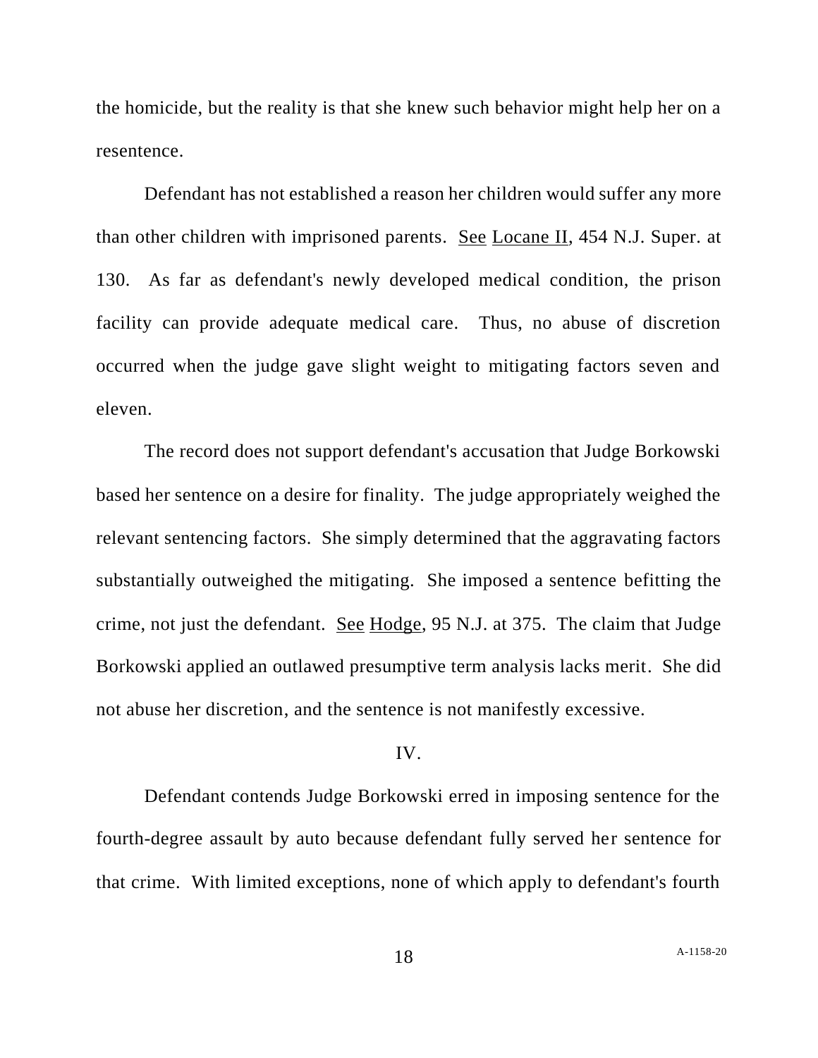the homicide, but the reality is that she knew such behavior might help her on a resentence.

Defendant has not established a reason her children would suffer any more than other children with imprisoned parents. See Locane II, 454 N.J. Super. at 130. As far as defendant's newly developed medical condition, the prison facility can provide adequate medical care. Thus, no abuse of discretion occurred when the judge gave slight weight to mitigating factors seven and eleven.

The record does not support defendant's accusation that Judge Borkowski based her sentence on a desire for finality. The judge appropriately weighed the relevant sentencing factors. She simply determined that the aggravating factors substantially outweighed the mitigating. She imposed a sentence befitting the crime, not just the defendant. See Hodge, 95 N.J. at 375. The claim that Judge Borkowski applied an outlawed presumptive term analysis lacks merit. She did not abuse her discretion, and the sentence is not manifestly excessive.

IV.

Defendant contends Judge Borkowski erred in imposing sentence for the fourth-degree assault by auto because defendant fully served her sentence for that crime. With limited exceptions, none of which apply to defendant's fourth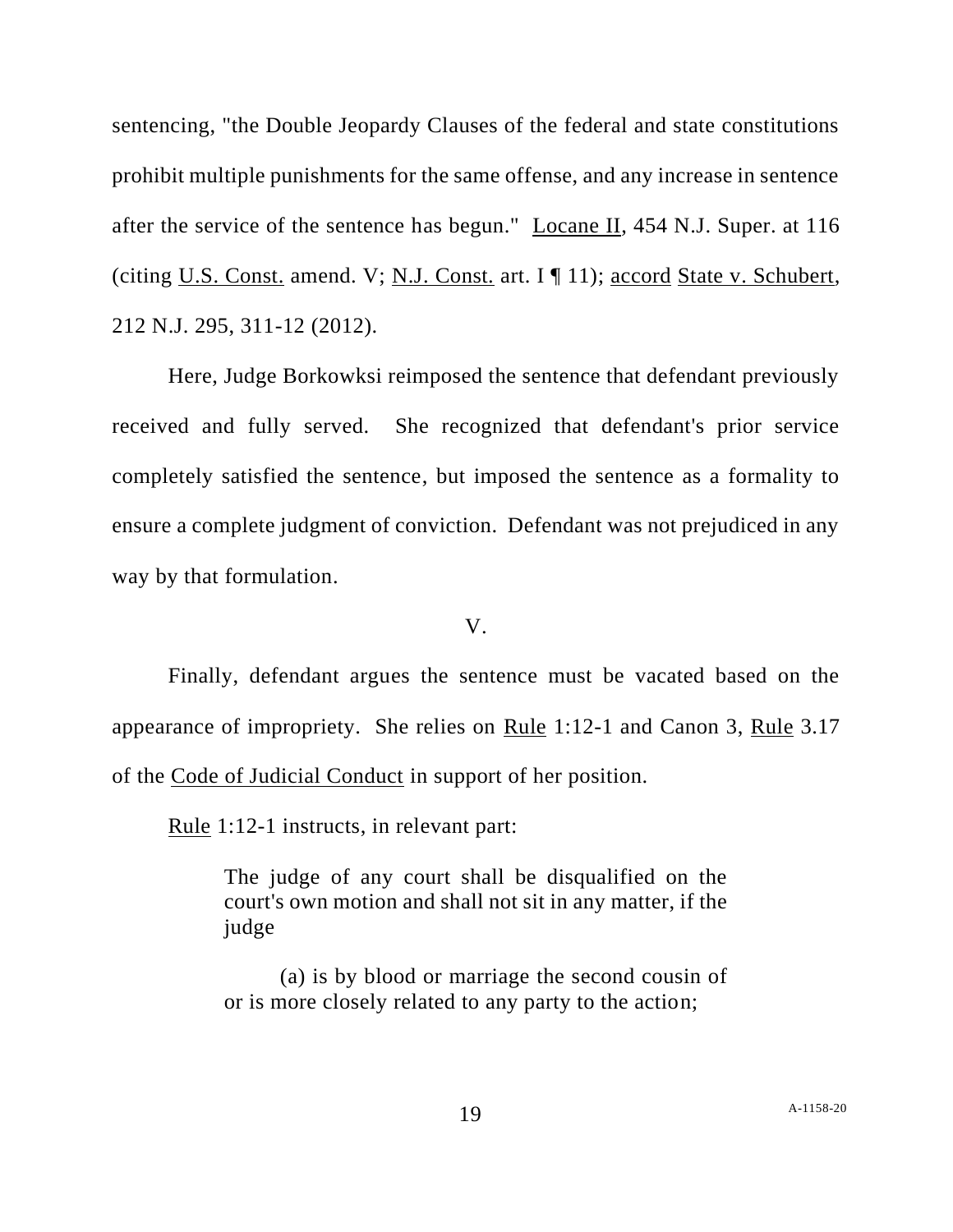sentencing, "the Double Jeopardy Clauses of the federal and state constitutions prohibit multiple punishments for the same offense, and any increase in sentence after the service of the sentence has begun." Locane II, 454 N.J. Super. at 116 (citing U.S. Const. amend. V; N.J. Const. art. I ¶ 11); accord State v. Schubert, 212 N.J. 295, 311-12 (2012).

Here, Judge Borkowksi reimposed the sentence that defendant previously received and fully served. She recognized that defendant's prior service completely satisfied the sentence, but imposed the sentence as a formality to ensure a complete judgment of conviction. Defendant was not prejudiced in any way by that formulation.

V.

Finally, defendant argues the sentence must be vacated based on the appearance of impropriety. She relies on Rule 1:12-1 and Canon 3, Rule 3.17 of the Code of Judicial Conduct in support of her position.

Rule 1:12-1 instructs, in relevant part:

> The judge of any court shall be disqualified on the court's own motion and shall not sit in any matter, if the judge
>
> (a) is by blood or marriage the second cousin of or is more closely related to any party to the action;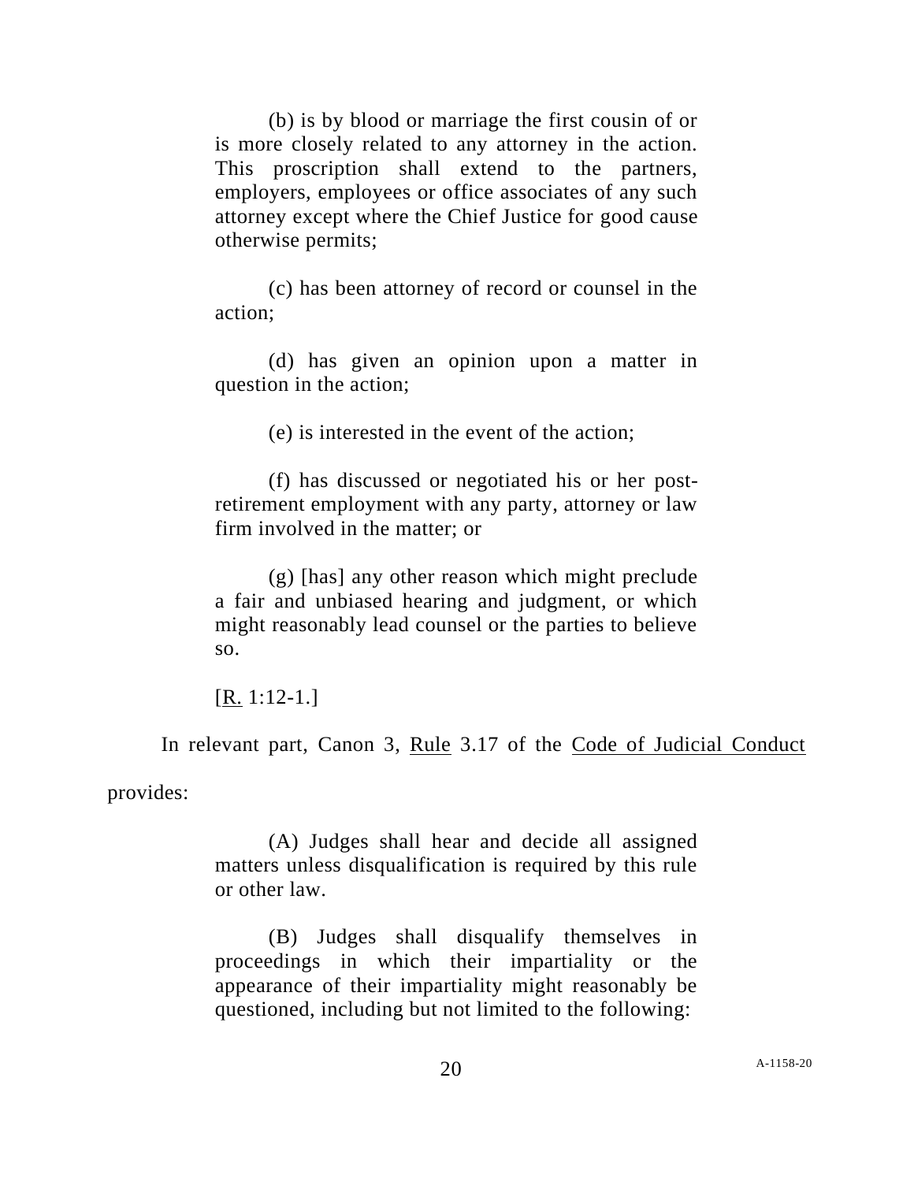> (b) is by blood or marriage the first cousin of or is more closely related to any attorney in the action. This proscription shall extend to the partners, employers, employees or office associates of any such attorney except where the Chief Justice for good cause otherwise permits;
>
> (c) has been attorney of record or counsel in the action;
>
> (d) has given an opinion upon a matter in question in the action;
>
> (e) is interested in the event of the action;
>
> (f) has discussed or negotiated his or her post-retirement employment with any party, attorney or law firm involved in the matter; or
>
> (g) [has] any other reason which might preclude a fair and unbiased hearing and judgment, or which might reasonably lead counsel or the parties to believe so.
>
> [R. 1:12-1.]

In relevant part, Canon 3, Rule 3.17 of the Code of Judicial Conduct provides:

> (A) Judges shall hear and decide all assigned matters unless disqualification is required by this rule or other law.
>
> (B) Judges shall disqualify themselves in proceedings in which their impartiality or the appearance of their impartiality might reasonably be questioned, including but not limited to the following: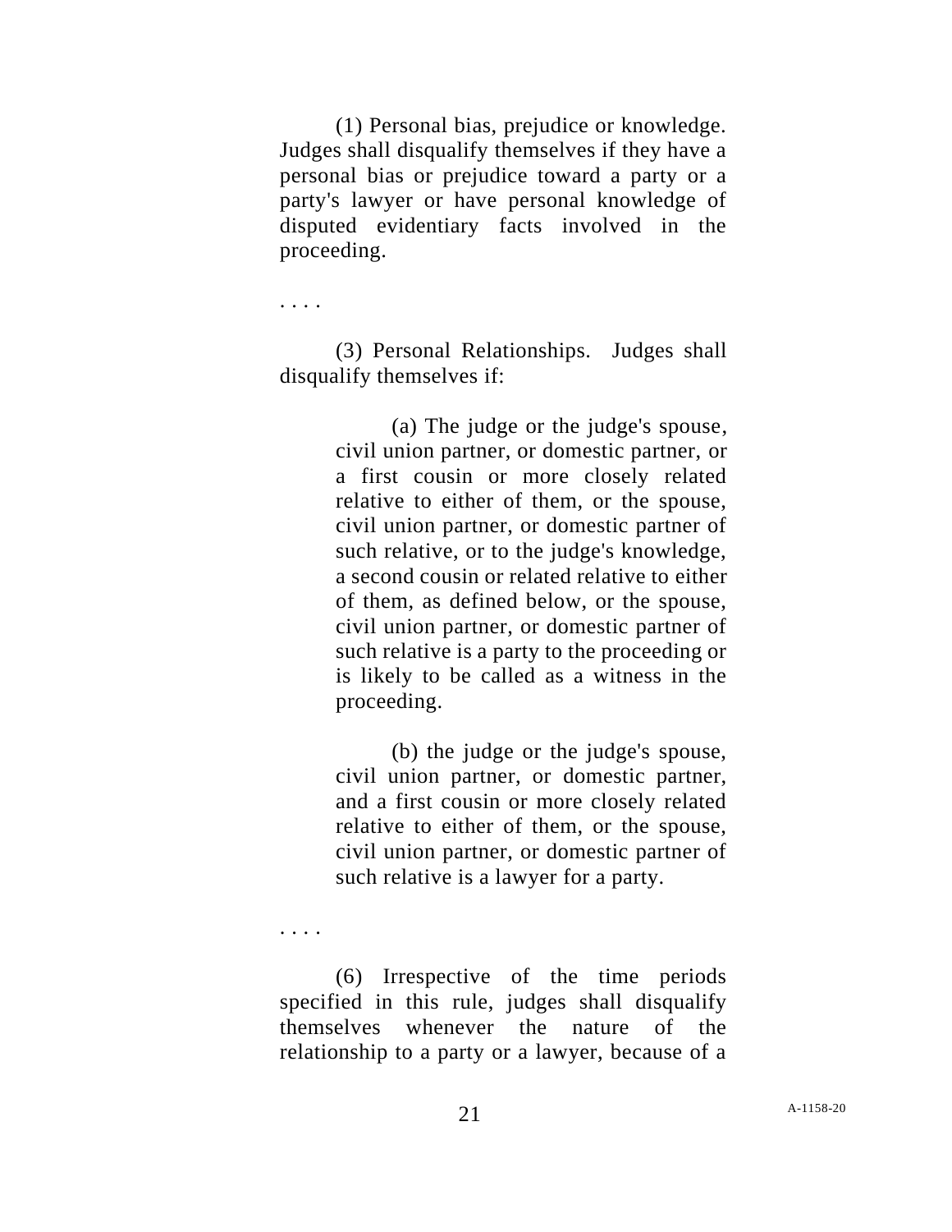(1) Personal bias, prejudice or knowledge. Judges shall disqualify themselves if they have a personal bias or prejudice toward a party or a party's lawyer or have personal knowledge of disputed evidentiary facts involved in the proceeding.

. . . .

(3) Personal Relationships. Judges shall disqualify themselves if:

> (a) The judge or the judge's spouse, civil union partner, or domestic partner, or a first cousin or more closely related relative to either of them, or the spouse, civil union partner, or domestic partner of such relative, or to the judge's knowledge, a second cousin or related relative to either of them, as defined below, or the spouse, civil union partner, or domestic partner of such relative is a party to the proceeding or is likely to be called as a witness in the proceeding.
>
> (b) the judge or the judge's spouse, civil union partner, or domestic partner, and a first cousin or more closely related relative to either of them, or the spouse, civil union partner, or domestic partner of such relative is a lawyer for a party.

. . . .

(6) Irrespective of the time periods specified in this rule, judges shall disqualify themselves whenever the nature of the relationship to a party or a lawyer, because of a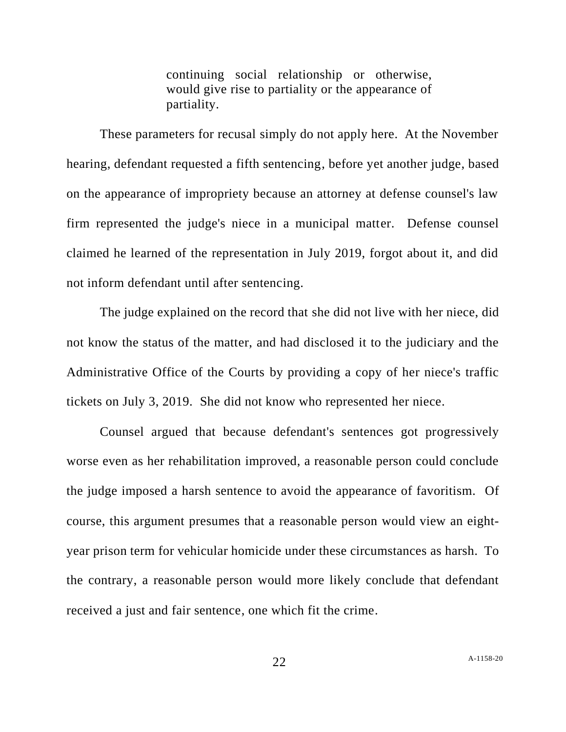> continuing social relationship or otherwise, would give rise to partiality or the appearance of partiality.

These parameters for recusal simply do not apply here. At the November hearing, defendant requested a fifth sentencing, before yet another judge, based on the appearance of impropriety because an attorney at defense counsel's law firm represented the judge's niece in a municipal matter. Defense counsel claimed he learned of the representation in July 2019, forgot about it, and did not inform defendant until after sentencing.

The judge explained on the record that she did not live with her niece, did not know the status of the matter, and had disclosed it to the judiciary and the Administrative Office of the Courts by providing a copy of her niece's traffic tickets on July 3, 2019. She did not know who represented her niece.

Counsel argued that because defendant's sentences got progressively worse even as her rehabilitation improved, a reasonable person could conclude the judge imposed a harsh sentence to avoid the appearance of favoritism. Of course, this argument presumes that a reasonable person would view an eight-year prison term for vehicular homicide under these circumstances as harsh. To the contrary, a reasonable person would more likely conclude that defendant received a just and fair sentence, one which fit the crime.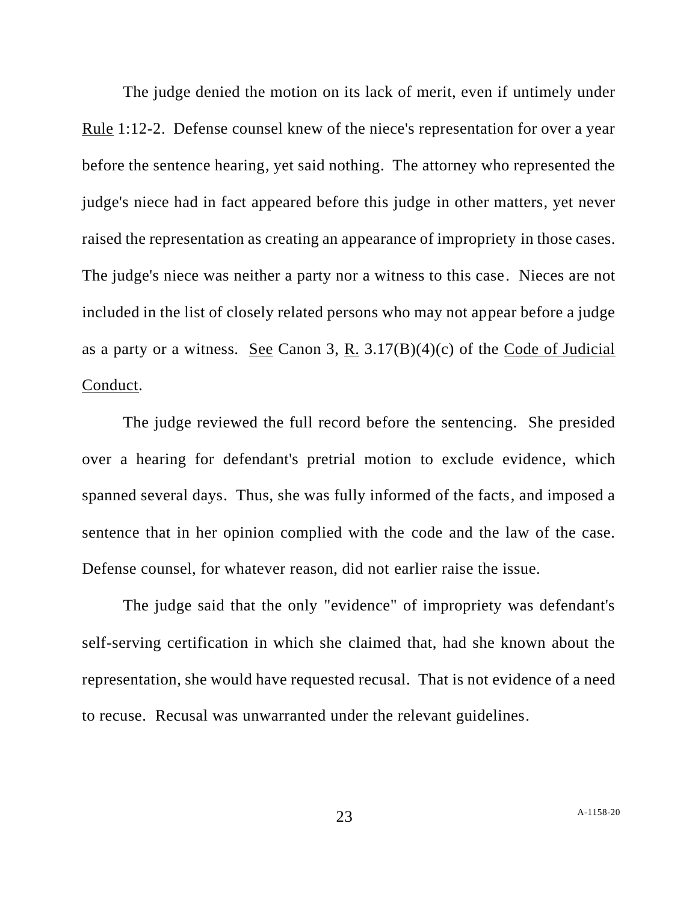The judge denied the motion on its lack of merit, even if untimely under Rule 1:12-2. Defense counsel knew of the niece's representation for over a year before the sentence hearing, yet said nothing. The attorney who represented the judge's niece had in fact appeared before this judge in other matters, yet never raised the representation as creating an appearance of impropriety in those cases. The judge's niece was neither a party nor a witness to this case. Nieces are not included in the list of closely related persons who may not appear before a judge as a party or a witness. See Canon 3, R. 3.17(B)(4)(c) of the Code of Judicial Conduct.

The judge reviewed the full record before the sentencing. She presided over a hearing for defendant's pretrial motion to exclude evidence, which spanned several days. Thus, she was fully informed of the facts, and imposed a sentence that in her opinion complied with the code and the law of the case. Defense counsel, for whatever reason, did not earlier raise the issue.

The judge said that the only "evidence" of impropriety was defendant's self-serving certification in which she claimed that, had she known about the representation, she would have requested recusal. That is not evidence of a need to recuse. Recusal was unwarranted under the relevant guidelines.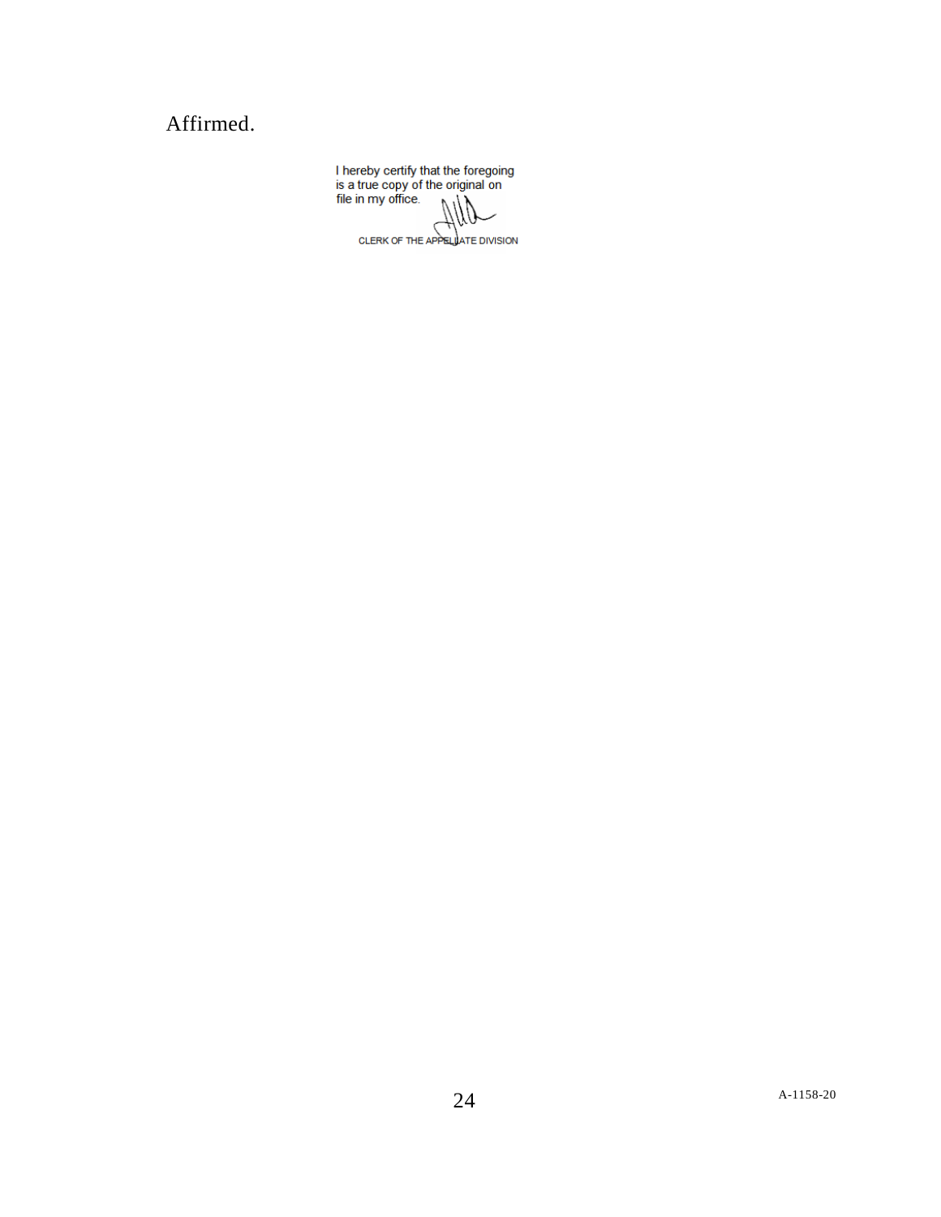Affirmed.

I hereby certify that the foregoing is a true copy of the original on file in my office.

CLERK OF THE APPELLATE DIVISION